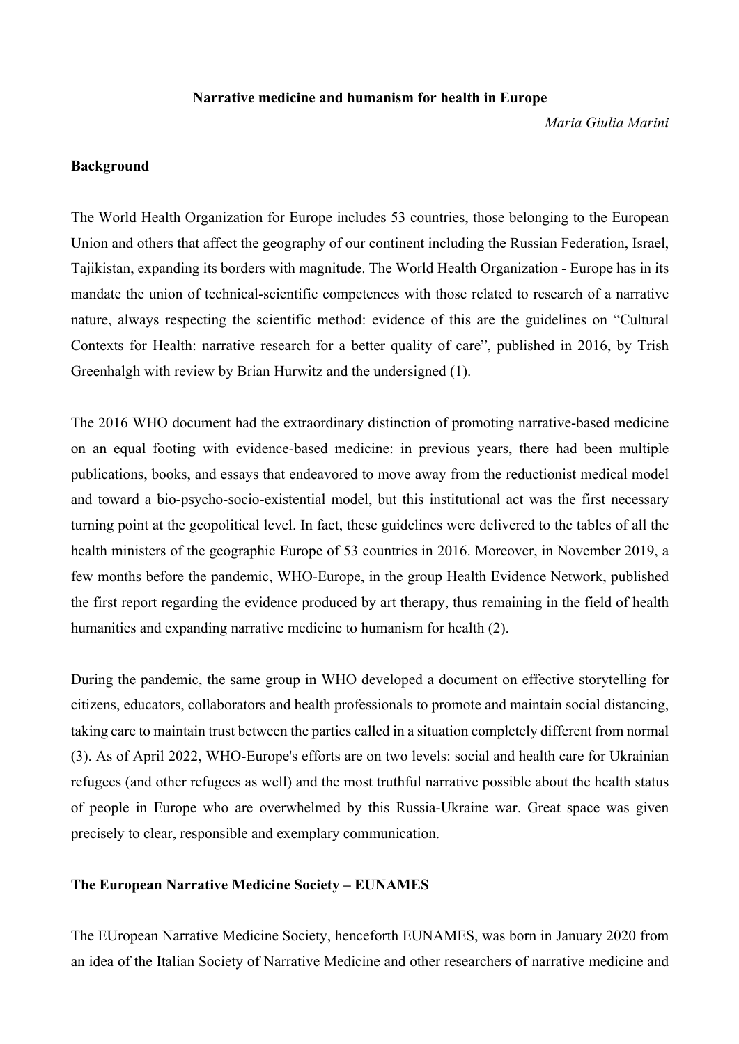# Narrative medicine and humanism for health in Europe

*Maria Giulia Marini*

## Background

The World Health Organization for Europe includes 53 countries, those belonging to the European Union and others that affect the geography of our continent including the Russian Federation, Israel, Tajikistan, expanding its borders with magnitude. The World Health Organization - Europe has in its mandate the union of technical-scientific competences with those related to research of a narrative nature, always respecting the scientific method: evidence of this are the guidelines on "Cultural Contexts for Health: narrative research for a better quality of care", published in 2016, by Trish Greenhalgh with review by Brian Hurwitz and the undersigned (1).

The 2016 WHO document had the extraordinary distinction of promoting narrative-based medicine on an equal footing with evidence-based medicine: in previous years, there had been multiple publications, books, and essays that endeavored to move away from the reductionist medical model and toward a bio-psycho-socio-existential model, but this institutional act was the first necessary turning point at the geopolitical level. In fact, these guidelines were delivered to the tables of all the health ministers of the geographic Europe of 53 countries in 2016. Moreover, in November 2019, a few months before the pandemic, WHO-Europe, in the group Health Evidence Network, published the first report regarding the evidence produced by art therapy, thus remaining in the field of health humanities and expanding narrative medicine to humanism for health (2).

During the pandemic, the same group in WHO developed a document on effective storytelling for citizens, educators, collaborators and health professionals to promote and maintain social distancing, taking care to maintain trust between the parties called in a situation completely different from normal (3). As of April 2022, WHO-Europe's efforts are on two levels: social and health care for Ukrainian refugees (and other refugees as well) and the most truthful narrative possible about the health status of people in Europe who are overwhelmed by this Russia-Ukraine war. Great space was given precisely to clear, responsible and exemplary communication.

## The European Narrative Medicine Society – EUNAMES

The EUropean Narrative Medicine Society, henceforth EUNAMES, was born in January 2020 from an idea of the Italian Society of Narrative Medicine and other researchers of narrative medicine and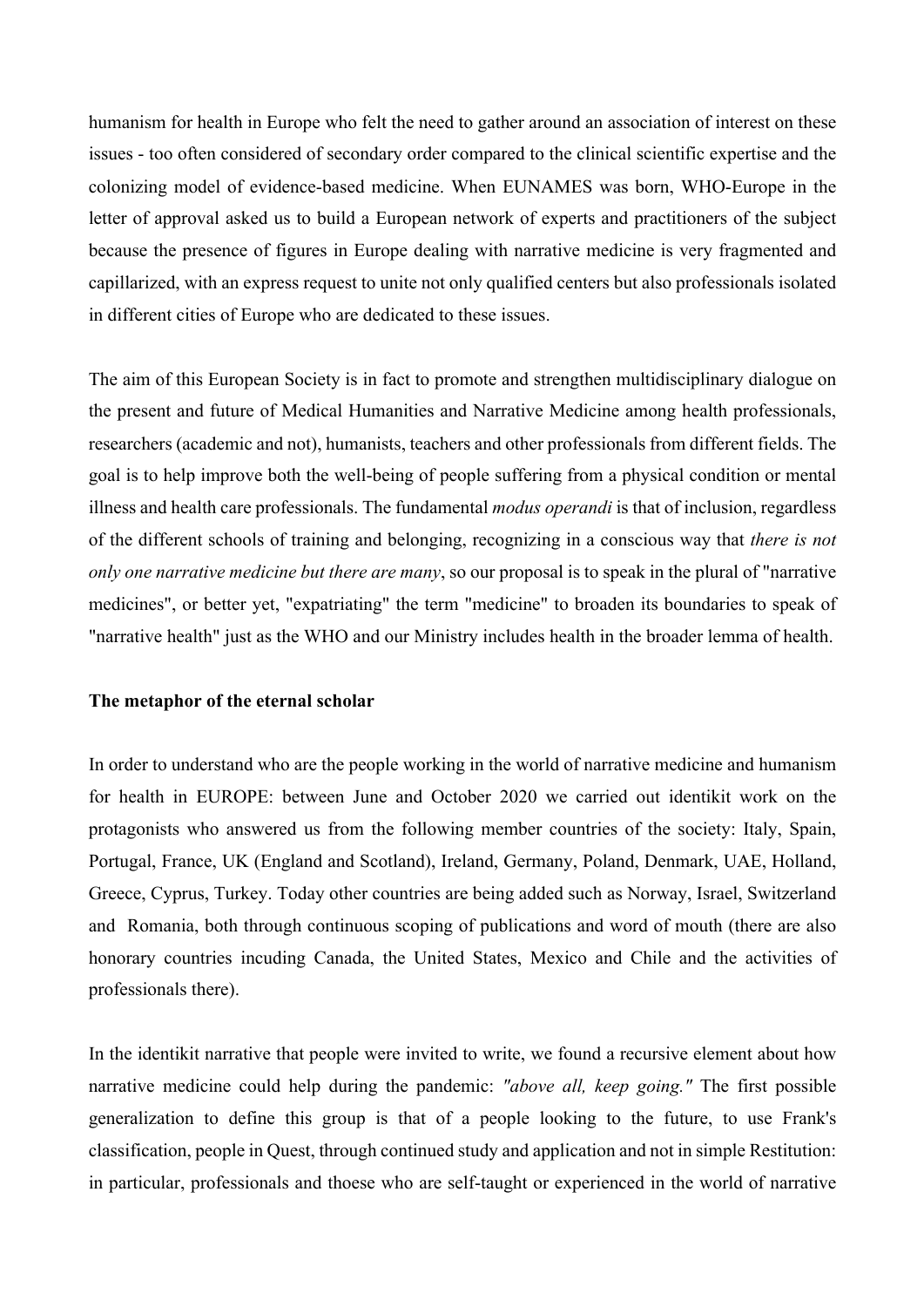humanism for health in Europe who felt the need to gather around an association of interest on these issues - too often considered of secondary order compared to the clinical scientific expertise and the colonizing model of evidence-based medicine. When EUNAMES was born, WHO-Europe in the letter of approval asked us to build a European network of experts and practitioners of the subject because the presence of figures in Europe dealing with narrative medicine is very fragmented and capillarized, with an express request to unite not only qualified centers but also professionals isolated in different cities of Europe who are dedicated to these issues.

The aim of this European Society is in fact to promote and strengthen multidisciplinary dialogue on the present and future of Medical Humanities and Narrative Medicine among health professionals, researchers (academic and not), humanists, teachers and other professionals from different fields. The goal is to help improve both the well-being of people suffering from a physical condition or mental illness and health care professionals. The fundamental *modus operandi* is that of inclusion, regardless of the different schools of training and belonging, recognizing in a conscious way that *there is not only one narrative medicine but there are many*, so our proposal is to speak in the plural of "narrative medicines", or better yet, "expatriating" the term "medicine" to broaden its boundaries to speak of "narrative health" just as the WHO and our Ministry includes health in the broader lemma of health.

**The metaphor of the eternal scholar**

In order to understand who are the people working in the world of narrative medicine and humanism for health in EUROPE: between June and October 2020 we carried out identikit work on the protagonists who answered us from the following member countries of the society: Italy, Spain, Portugal, France, UK (England and Scotland), Ireland, Germany, Poland, Denmark, UAE, Holland, Greece, Cyprus, Turkey. Today other countries are being added such as Norway, Israel, Switzerland and Romania, both through continuous scoping of publications and word of mouth (there are also honorary countries incuding Canada, the United States, Mexico and Chile and the activities of professionals there).

In the identikit narrative that people were invited to write, we found a recursive element about how narrative medicine could help during the pandemic: *"above all, keep going."* The first possible generalization to define this group is that of a people looking to the future, to use Frank's classification, people in Quest, through continued study and application and not in simple Restitution: in particular, professionals and thoese who are self-taught or experienced in the world of narrative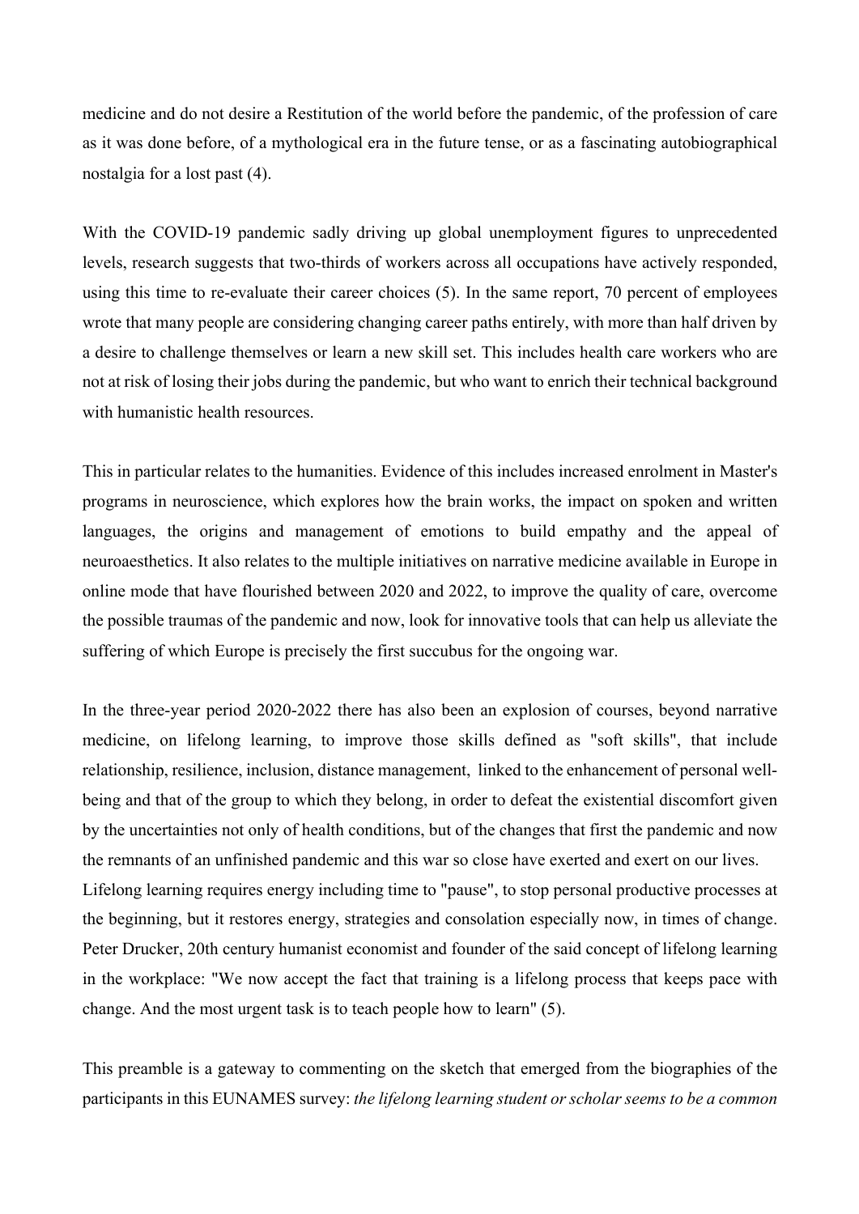medicine and do not desire a Restitution of the world before the pandemic, of the profession of care as it was done before, of a mythological era in the future tense, or as a fascinating autobiographical nostalgia for a lost past (4).

With the COVID-19 pandemic sadly driving up global unemployment figures to unprecedented levels, research suggests that two-thirds of workers across all occupations have actively responded, using this time to re-evaluate their career choices (5). In the same report, 70 percent of employees wrote that many people are considering changing career paths entirely, with more than half driven by a desire to challenge themselves or learn a new skill set. This includes health care workers who are not at risk of losing their jobs during the pandemic, but who want to enrich their technical background with humanistic health resources.

This in particular relates to the humanities. Evidence of this includes increased enrolment in Master's programs in neuroscience, which explores how the brain works, the impact on spoken and written languages, the origins and management of emotions to build empathy and the appeal of neuroaesthetics. It also relates to the multiple initiatives on narrative medicine available in Europe in online mode that have flourished between 2020 and 2022, to improve the quality of care, overcome the possible traumas of the pandemic and now, look for innovative tools that can help us alleviate the suffering of which Europe is precisely the first succubus for the ongoing war.

In the three-year period 2020-2022 there has also been an explosion of courses, beyond narrative medicine, on lifelong learning, to improve those skills defined as "soft skills", that include relationship, resilience, inclusion, distance management, linked to the enhancement of personal well-being and that of the group to which they belong, in order to defeat the existential discomfort given by the uncertainties not only of health conditions, but of the changes that first the pandemic and now the remnants of an unfinished pandemic and this war so close have exerted and exert on our lives.
Lifelong learning requires energy including time to "pause", to stop personal productive processes at the beginning, but it restores energy, strategies and consolation especially now, in times of change. Peter Drucker, 20th century humanist economist and founder of the said concept of lifelong learning in the workplace: "We now accept the fact that training is a lifelong process that keeps pace with change. And the most urgent task is to teach people how to learn" (5).

This preamble is a gateway to commenting on the sketch that emerged from the biographies of the participants in this EUNAMES survey: *the lifelong learning student or scholar seems to be a common*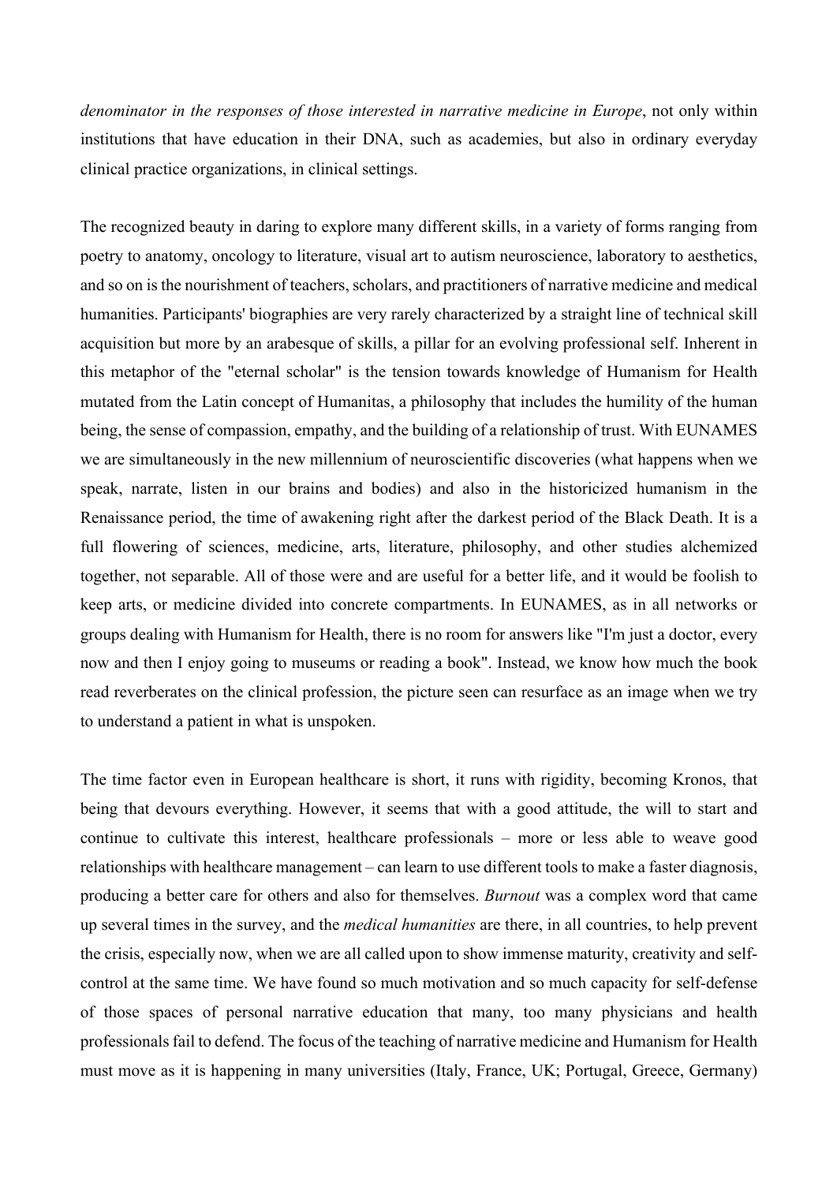*denominator in the responses of those interested in narrative medicine in Europe*, not only within institutions that have education in their DNA, such as academies, but also in ordinary everyday clinical practice organizations, in clinical settings.

The recognized beauty in daring to explore many different skills, in a variety of forms ranging from poetry to anatomy, oncology to literature, visual art to autism neuroscience, laboratory to aesthetics, and so on is the nourishment of teachers, scholars, and practitioners of narrative medicine and medical humanities. Participants' biographies are very rarely characterized by a straight line of technical skill acquisition but more by an arabesque of skills, a pillar for an evolving professional self. Inherent in this metaphor of the "eternal scholar" is the tension towards knowledge of Humanism for Health mutated from the Latin concept of Humanitas, a philosophy that includes the humility of the human being, the sense of compassion, empathy, and the building of a relationship of trust. With EUNAMES we are simultaneously in the new millennium of neuroscientific discoveries (what happens when we speak, narrate, listen in our brains and bodies) and also in the historicized humanism in the Renaissance period, the time of awakening right after the darkest period of the Black Death. It is a full flowering of sciences, medicine, arts, literature, philosophy, and other studies alchemized together, not separable. All of those were and are useful for a better life, and it would be foolish to keep arts, or medicine divided into concrete compartments. In EUNAMES, as in all networks or groups dealing with Humanism for Health, there is no room for answers like "I'm just a doctor, every now and then I enjoy going to museums or reading a book". Instead, we know how much the book read reverberates on the clinical profession, the picture seen can resurface as an image when we try to understand a patient in what is unspoken.

The time factor even in European healthcare is short, it runs with rigidity, becoming Kronos, that being that devours everything. However, it seems that with a good attitude, the will to start and continue to cultivate this interest, healthcare professionals – more or less able to weave good relationships with healthcare management – can learn to use different tools to make a faster diagnosis, producing a better care for others and also for themselves. *Burnout* was a complex word that came up several times in the survey, and the *medical humanities* are there, in all countries, to help prevent the crisis, especially now, when we are all called upon to show immense maturity, creativity and self-control at the same time. We have found so much motivation and so much capacity for self-defense of those spaces of personal narrative education that many, too many physicians and health professionals fail to defend. The focus of the teaching of narrative medicine and Humanism for Health must move as it is happening in many universities (Italy, France, UK; Portugal, Greece, Germany)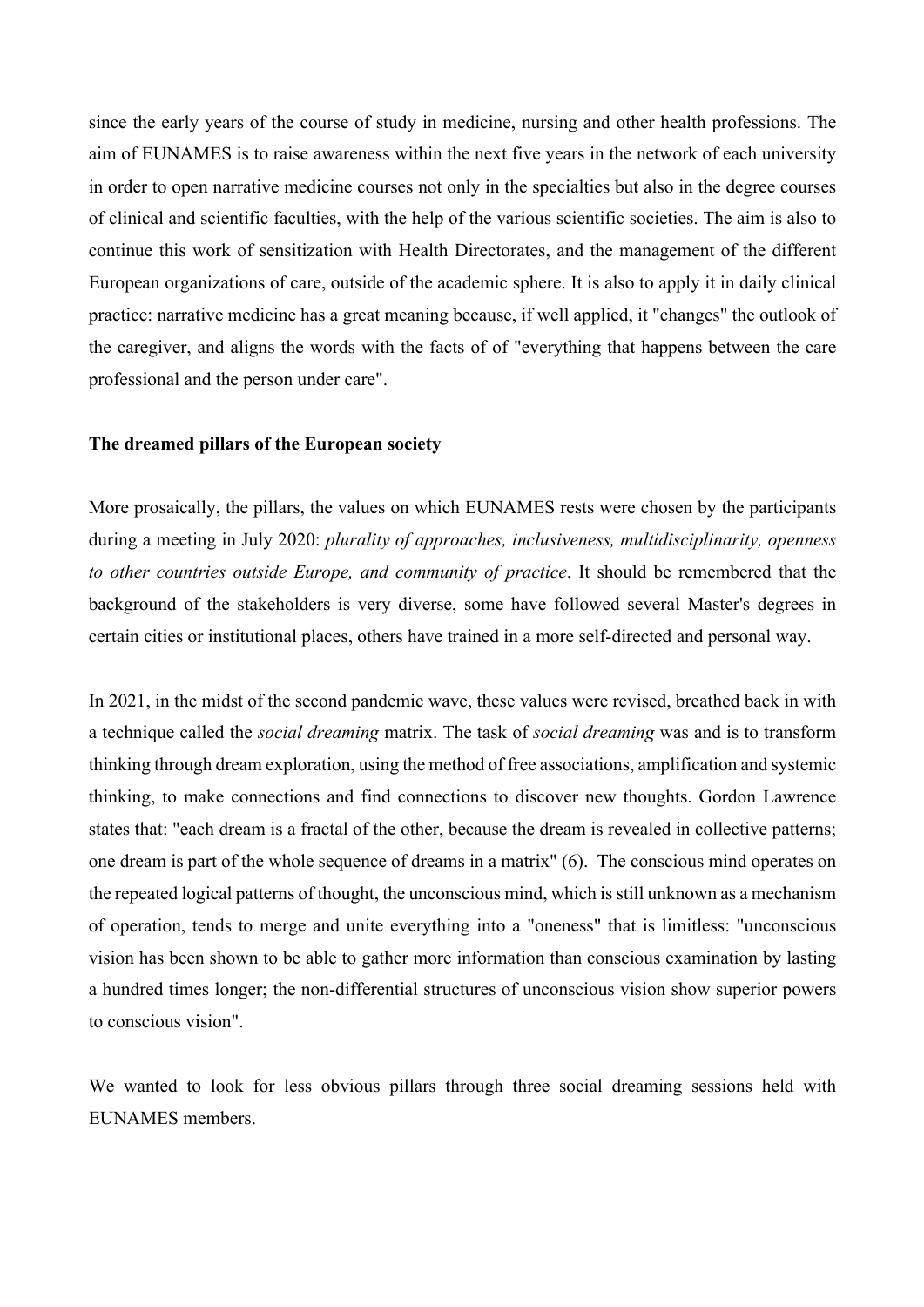since the early years of the course of study in medicine, nursing and other health professions. The aim of EUNAMES is to raise awareness within the next five years in the network of each university in order to open narrative medicine courses not only in the specialties but also in the degree courses of clinical and scientific faculties, with the help of the various scientific societies. The aim is also to continue this work of sensitization with Health Directorates, and the management of the different European organizations of care, outside of the academic sphere. It is also to apply it in daily clinical practice: narrative medicine has a great meaning because, if well applied, it "changes" the outlook of the caregiver, and aligns the words with the facts of of "everything that happens between the care professional and the person under care".

**The dreamed pillars of the European society**

More prosaically, the pillars, the values on which EUNAMES rests were chosen by the participants during a meeting in July 2020: *plurality of approaches, inclusiveness, multidisciplinarity, openness to other countries outside Europe, and community of practice*. It should be remembered that the background of the stakeholders is very diverse, some have followed several Master's degrees in certain cities or institutional places, others have trained in a more self-directed and personal way.

In 2021, in the midst of the second pandemic wave, these values were revised, breathed back in with a technique called the *social dreaming* matrix. The task of *social dreaming* was and is to transform thinking through dream exploration, using the method of free associations, amplification and systemic thinking, to make connections and find connections to discover new thoughts. Gordon Lawrence states that: "each dream is a fractal of the other, because the dream is revealed in collective patterns; one dream is part of the whole sequence of dreams in a matrix" (6). The conscious mind operates on the repeated logical patterns of thought, the unconscious mind, which is still unknown as a mechanism of operation, tends to merge and unite everything into a "oneness" that is limitless: "unconscious vision has been shown to be able to gather more information than conscious examination by lasting a hundred times longer; the non-differential structures of unconscious vision show superior powers to conscious vision".

We wanted to look for less obvious pillars through three social dreaming sessions held with EUNAMES members.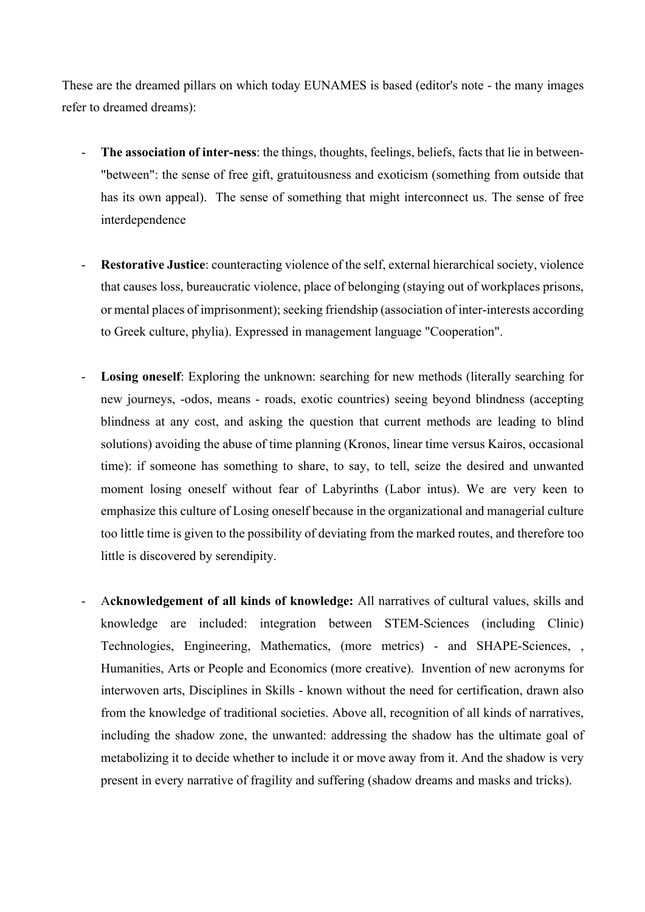These are the dreamed pillars on which today EUNAMES is based (editor's note - the many images refer to dreamed dreams):

- **The association of inter-ness**: the things, thoughts, feelings, beliefs, facts that lie in between- "between": the sense of free gift, gratuitousness and exoticism (something from outside that has its own appeal). The sense of something that might interconnect us. The sense of free interdependence

- **Restorative Justice**: counteracting violence of the self, external hierarchical society, violence that causes loss, bureaucratic violence, place of belonging (staying out of workplaces prisons, or mental places of imprisonment); seeking friendship (association of inter-interests according to Greek culture, phylia). Expressed in management language "Cooperation".

- **Losing oneself**: Exploring the unknown: searching for new methods (literally searching for new journeys, -odos, means - roads, exotic countries) seeing beyond blindness (accepting blindness at any cost, and asking the question that current methods are leading to blind solutions) avoiding the abuse of time planning (Kronos, linear time versus Kairos, occasional time): if someone has something to share, to say, to tell, seize the desired and unwanted moment losing oneself without fear of Labyrinths (Labor intus). We are very keen to emphasize this culture of Losing oneself because in the organizational and managerial culture too little time is given to the possibility of deviating from the marked routes, and therefore too little is discovered by serendipity.

- A**cknowledgement of all kinds of knowledge:** All narratives of cultural values, skills and knowledge are included: integration between STEM-Sciences (including Clinic) Technologies, Engineering, Mathematics, (more metrics) - and SHAPE-Sciences, , Humanities, Arts or People and Economics (more creative). Invention of new acronyms for interwoven arts, Disciplines in Skills - known without the need for certification, drawn also from the knowledge of traditional societies. Above all, recognition of all kinds of narratives, including the shadow zone, the unwanted: addressing the shadow has the ultimate goal of metabolizing it to decide whether to include it or move away from it. And the shadow is very present in every narrative of fragility and suffering (shadow dreams and masks and tricks).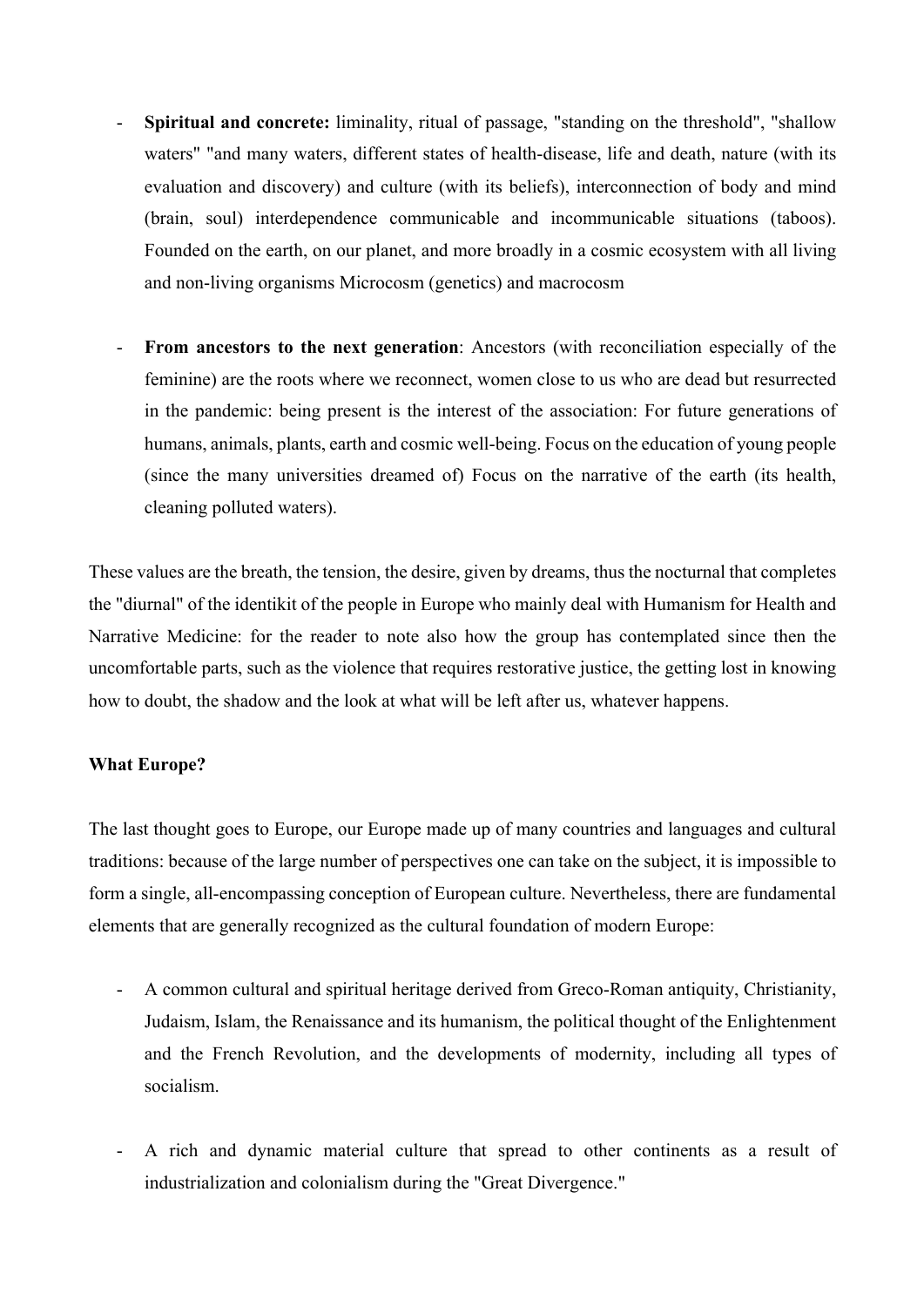- **Spiritual and concrete:** liminality, ritual of passage, "standing on the threshold", "shallow waters" "and many waters, different states of health-disease, life and death, nature (with its evaluation and discovery) and culture (with its beliefs), interconnection of body and mind (brain, soul) interdependence communicable and incommunicable situations (taboos). Founded on the earth, on our planet, and more broadly in a cosmic ecosystem with all living and non-living organisms Microcosm (genetics) and macrocosm

- **From ancestors to the next generation**: Ancestors (with reconciliation especially of the feminine) are the roots where we reconnect, women close to us who are dead but resurrected in the pandemic: being present is the interest of the association: For future generations of humans, animals, plants, earth and cosmic well-being. Focus on the education of young people (since the many universities dreamed of) Focus on the narrative of the earth (its health, cleaning polluted waters).

These values are the breath, the tension, the desire, given by dreams, thus the nocturnal that completes the "diurnal" of the identikit of the people in Europe who mainly deal with Humanism for Health and Narrative Medicine: for the reader to note also how the group has contemplated since then the uncomfortable parts, such as the violence that requires restorative justice, the getting lost in knowing how to doubt, the shadow and the look at what will be left after us, whatever happens.

**What Europe?**

The last thought goes to Europe, our Europe made up of many countries and languages and cultural traditions: because of the large number of perspectives one can take on the subject, it is impossible to form a single, all-encompassing conception of European culture. Nevertheless, there are fundamental elements that are generally recognized as the cultural foundation of modern Europe:

- A common cultural and spiritual heritage derived from Greco-Roman antiquity, Christianity, Judaism, Islam, the Renaissance and its humanism, the political thought of the Enlightenment and the French Revolution, and the developments of modernity, including all types of socialism.

- A rich and dynamic material culture that spread to other continents as a result of industrialization and colonialism during the "Great Divergence."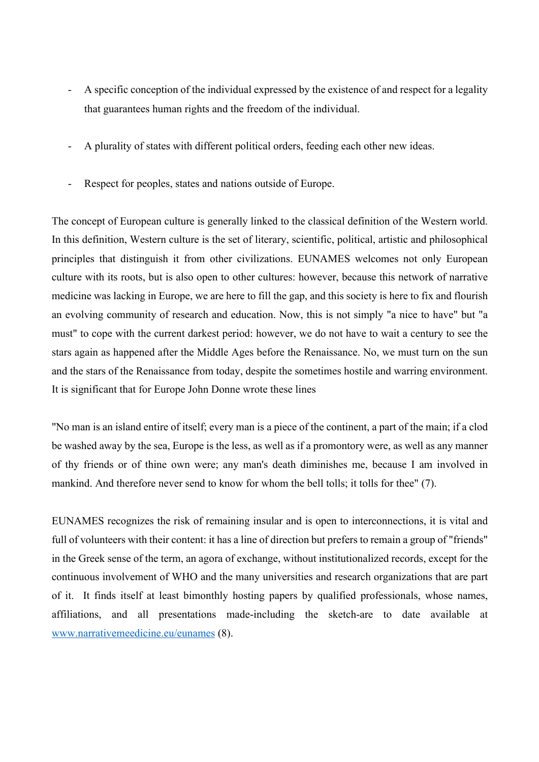- A specific conception of the individual expressed by the existence of and respect for a legality that guarantees human rights and the freedom of the individual.

- A plurality of states with different political orders, feeding each other new ideas.

- Respect for peoples, states and nations outside of Europe.

The concept of European culture is generally linked to the classical definition of the Western world. In this definition, Western culture is the set of literary, scientific, political, artistic and philosophical principles that distinguish it from other civilizations. EUNAMES welcomes not only European culture with its roots, but is also open to other cultures: however, because this network of narrative medicine was lacking in Europe, we are here to fill the gap, and this society is here to fix and flourish an evolving community of research and education. Now, this is not simply "a nice to have" but "a must" to cope with the current darkest period: however, we do not have to wait a century to see the stars again as happened after the Middle Ages before the Renaissance. No, we must turn on the sun and the stars of the Renaissance from today, despite the sometimes hostile and warring environment. It is significant that for Europe John Donne wrote these lines

"No man is an island entire of itself; every man is a piece of the continent, a part of the main; if a clod be washed away by the sea, Europe is the less, as well as if a promontory were, as well as any manner of thy friends or of thine own were; any man's death diminishes me, because I am involved in mankind. And therefore never send to know for whom the bell tolls; it tolls for thee" (7).

EUNAMES recognizes the risk of remaining insular and is open to interconnections, it is vital and full of volunteers with their content: it has a line of direction but prefers to remain a group of "friends" in the Greek sense of the term, an agora of exchange, without institutionalized records, except for the continuous involvement of WHO and the many universities and research organizations that are part of it. It finds itself at least bimonthly hosting papers by qualified professionals, whose names, affiliations, and all presentations made-including the sketch-are to date available at [www.narrativemeedicine.eu/eunames](www.narrativemeedicine.eu/eunames) (8).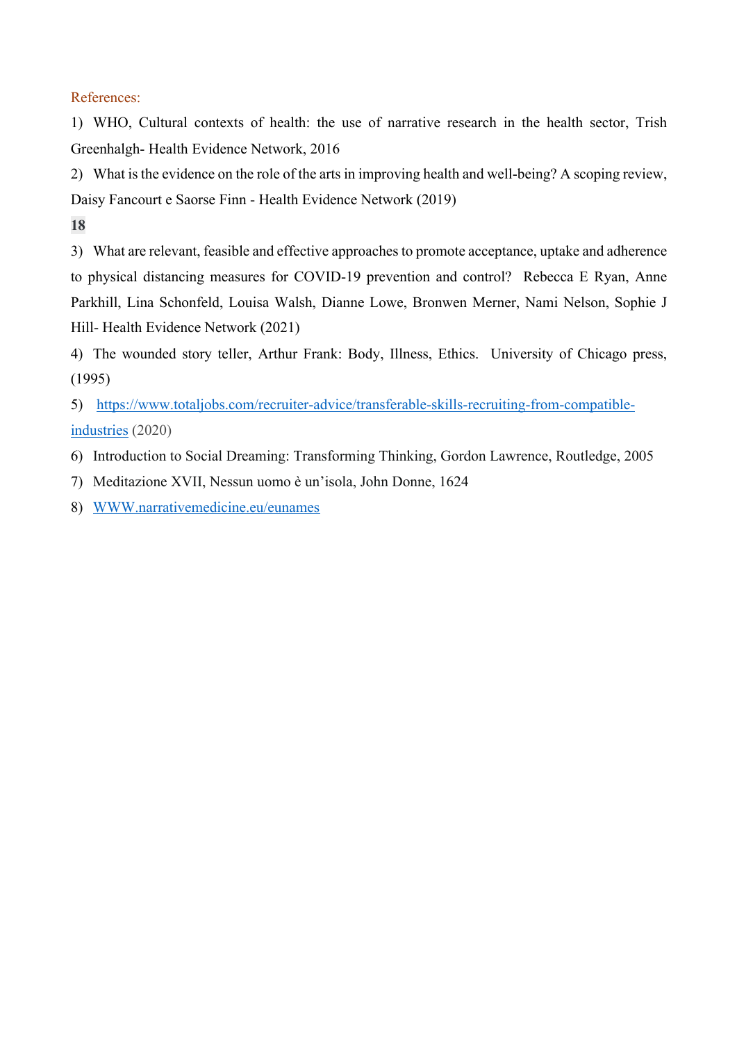References:

1) WHO, Cultural contexts of health: the use of narrative research in the health sector, Trish Greenhalgh- Health Evidence Network, 2016
2) What is the evidence on the role of the arts in improving health and well-being? A scoping review, Daisy Fancourt e Saorse Finn - Health Evidence Network (2019)
3) What are relevant, feasible and effective approaches to promote acceptance, uptake and adherence to physical distancing measures for COVID-19 prevention and control? Rebecca E Ryan, Anne Parkhill, Lina Schonfeld, Louisa Walsh, Dianne Lowe, Bronwen Merner, Nami Nelson, Sophie J Hill- Health Evidence Network (2021)
4) The wounded story teller, Arthur Frank: Body, Illness, Ethics. University of Chicago press, (1995)
5) [https://www.totaljobs.com/recruiter-advice/transferable-skills-recruiting-from-compatible-industries](https://www.totaljobs.com/recruiter-advice/transferable-skills-recruiting-from-compatible-industries) (2020)
6) Introduction to Social Dreaming: Transforming Thinking, Gordon Lawrence, Routledge, 2005
7) Meditazione XVII, Nessun uomo è un'isola, John Donne, 1624
8) [WWW.narrativemedicine.eu/eunames](http://WWW.narrativemedicine.eu/eunames)